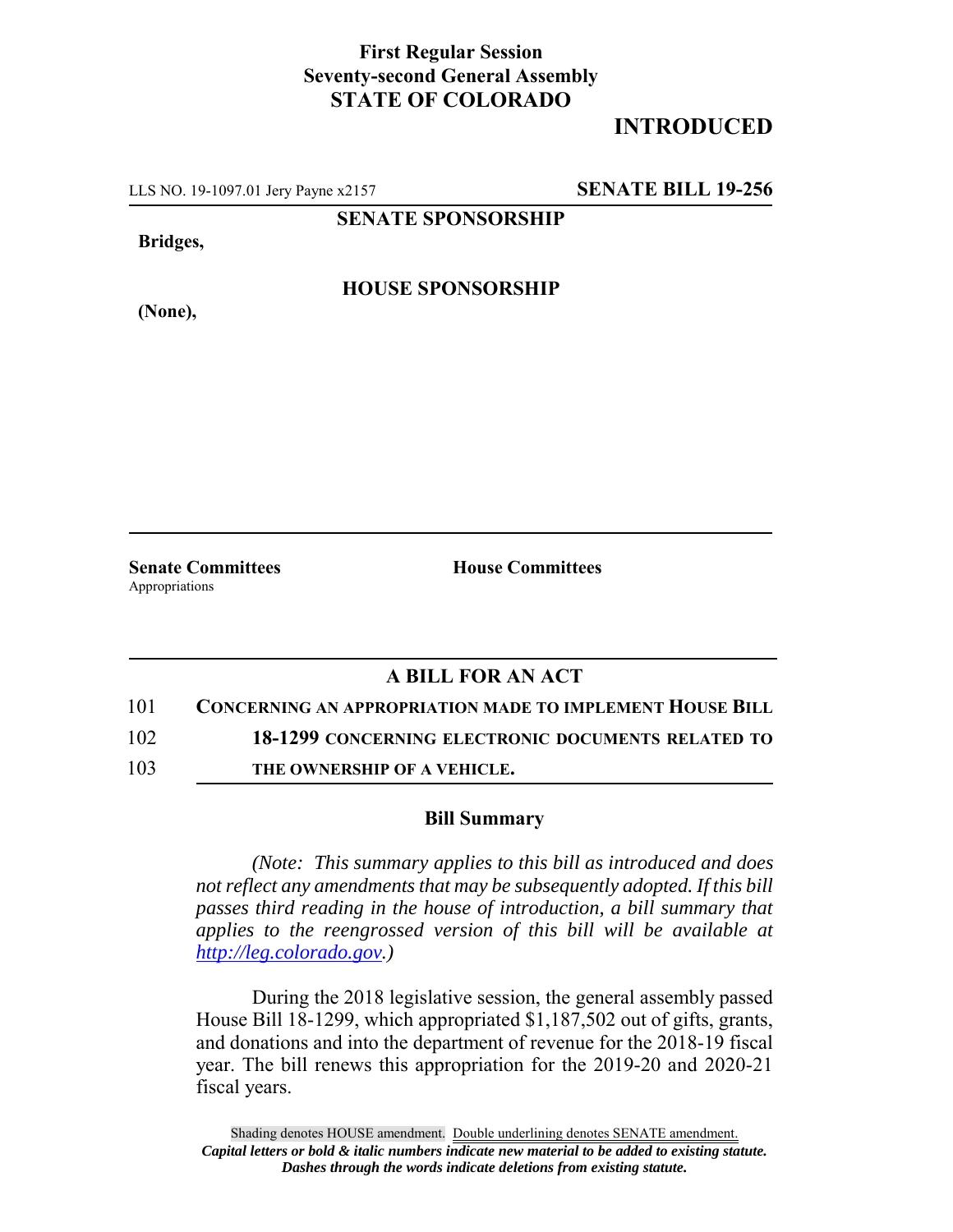**First Regular Session**
**Seventy-second General Assembly**
**STATE OF COLORADO**

**INTRODUCED**

LLS NO. 19-1097.01 Jery Payne x2157 **SENATE BILL 19-256**

**SENATE SPONSORSHIP**

**Bridges,**

**HOUSE SPONSORSHIP**

**(None),**

**Senate Committees**
Appropriations

**House Committees**

## A BILL FOR AN ACT

101 **CONCERNING AN APPROPRIATION MADE TO IMPLEMENT HOUSE BILL**
102 **18-1299 CONCERNING ELECTRONIC DOCUMENTS RELATED TO**
103 **THE OWNERSHIP OF A VEHICLE.**

### Bill Summary

*(Note: This summary applies to this bill as introduced and does not reflect any amendments that may be subsequently adopted. If this bill passes third reading in the house of introduction, a bill summary that applies to the reengrossed version of this bill will be available at http://leg.colorado.gov.)*

During the 2018 legislative session, the general assembly passed House Bill 18-1299, which appropriated $1,187,502 out of gifts, grants, and donations and into the department of revenue for the 2018-19 fiscal year. The bill renews this appropriation for the 2019-20 and 2020-21 fiscal years.

Shading denotes HOUSE amendment. Double underlining denotes SENATE amendment.
*Capital letters or bold & italic numbers indicate new material to be added to existing statute.*
*Dashes through the words indicate deletions from existing statute.*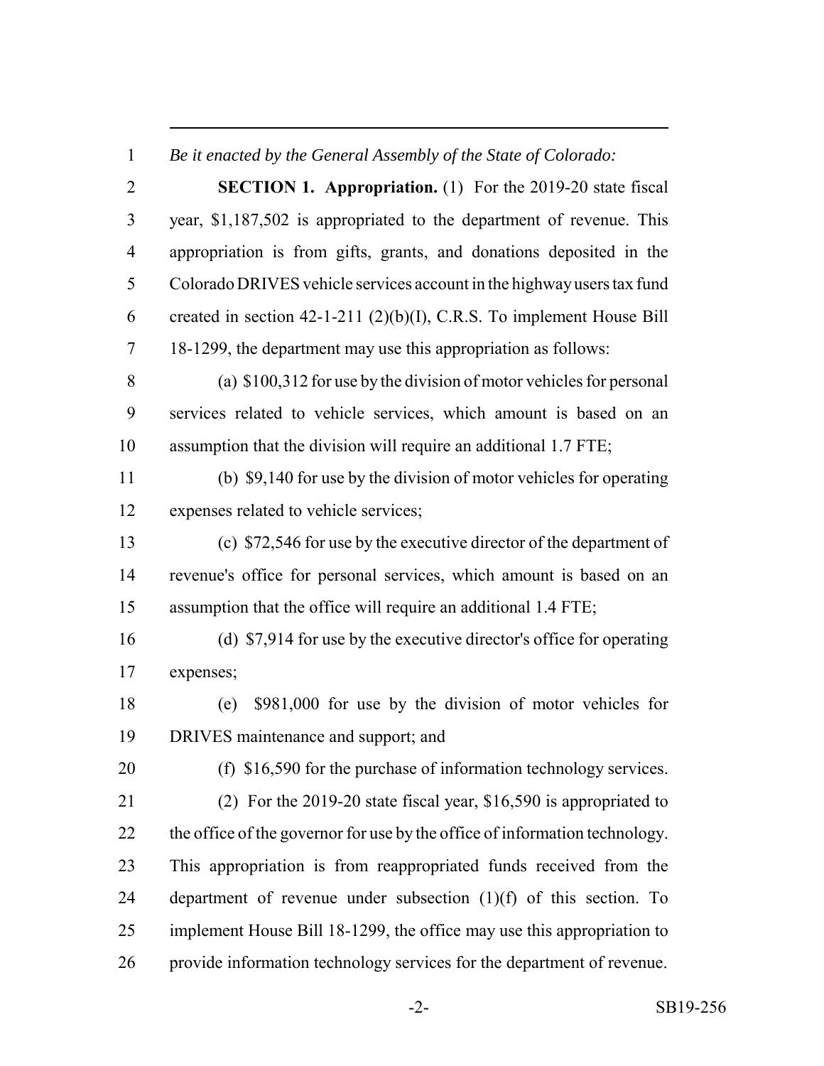*Be it enacted by the General Assembly of the State of Colorado:*

**SECTION 1. Appropriation.** (1) For the 2019-20 state fiscal year, $1,187,502 is appropriated to the department of revenue. This appropriation is from gifts, grants, and donations deposited in the Colorado DRIVES vehicle services account in the highway users tax fund created in section 42-1-211 (2)(b)(I), C.R.S. To implement House Bill 18-1299, the department may use this appropriation as follows:

(a) $100,312 for use by the division of motor vehicles for personal services related to vehicle services, which amount is based on an assumption that the division will require an additional 1.7 FTE;

(b) $9,140 for use by the division of motor vehicles for operating expenses related to vehicle services;

(c) $72,546 for use by the executive director of the department of revenue's office for personal services, which amount is based on an assumption that the office will require an additional 1.4 FTE;

(d) $7,914 for use by the executive director's office for operating expenses;

(e) $981,000 for use by the division of motor vehicles for DRIVES maintenance and support; and

(f) $16,590 for the purchase of information technology services.

(2) For the 2019-20 state fiscal year, $16,590 is appropriated to the office of the governor for use by the office of information technology. This appropriation is from reappropriated funds received from the department of revenue under subsection (1)(f) of this section. To implement House Bill 18-1299, the office may use this appropriation to provide information technology services for the department of revenue.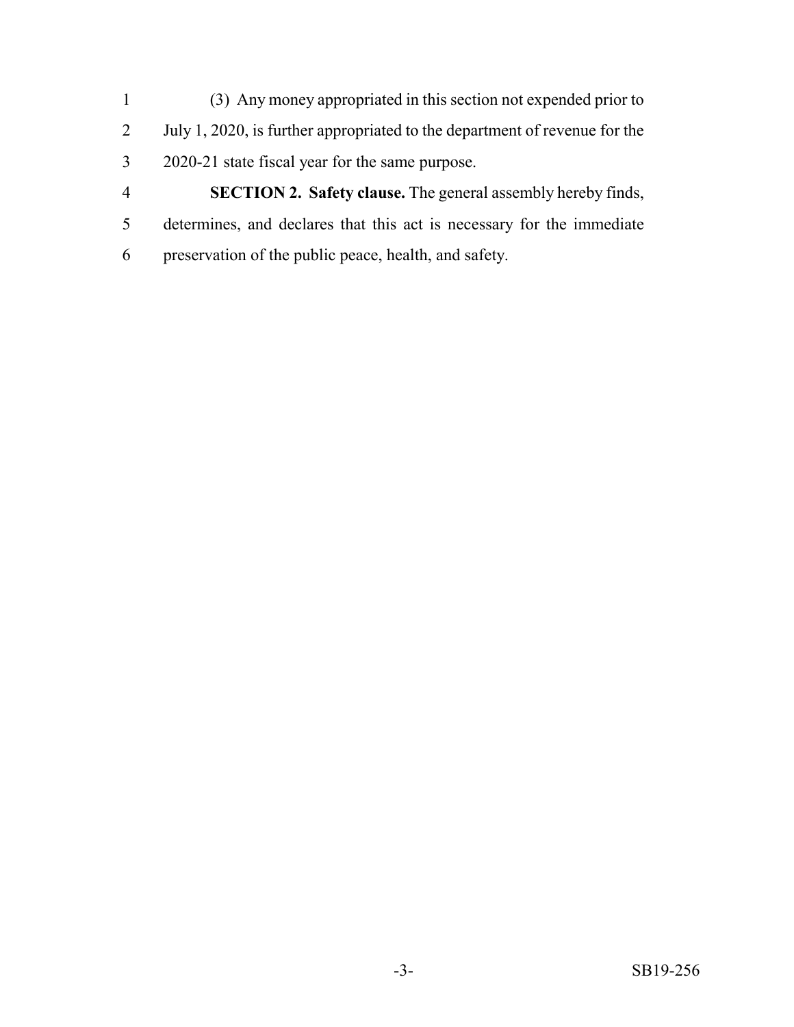(3) Any money appropriated in this section not expended prior to July 1, 2020, is further appropriated to the department of revenue for the 2020-21 state fiscal year for the same purpose.

**SECTION 2. Safety clause.** The general assembly hereby finds, determines, and declares that this act is necessary for the immediate preservation of the public peace, health, and safety.